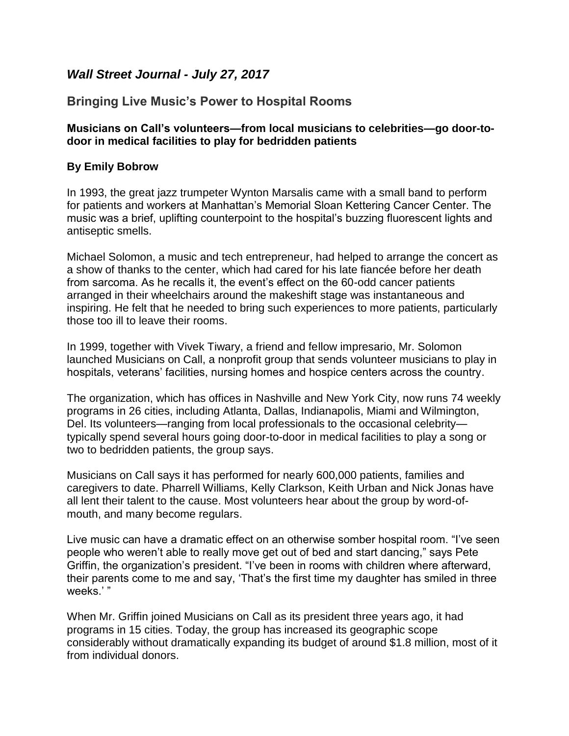## *Wall Street Journal - July 27, 2017*

## Bringing Live Music's Power to Hospital Rooms

### Musicians on Call's volunteers—from local musicians to celebrities—go door-to-door in medical facilities to play for bedridden patients

**By Emily Bobrow**

In 1993, the great jazz trumpeter Wynton Marsalis came with a small band to perform for patients and workers at Manhattan's Memorial Sloan Kettering Cancer Center. The music was a brief, uplifting counterpoint to the hospital's buzzing fluorescent lights and antiseptic smells.

Michael Solomon, a music and tech entrepreneur, had helped to arrange the concert as a show of thanks to the center, which had cared for his late fiancée before her death from sarcoma. As he recalls it, the event's effect on the 60-odd cancer patients arranged in their wheelchairs around the makeshift stage was instantaneous and inspiring. He felt that he needed to bring such experiences to more patients, particularly those too ill to leave their rooms.

In 1999, together with Vivek Tiwary, a friend and fellow impresario, Mr. Solomon launched Musicians on Call, a nonprofit group that sends volunteer musicians to play in hospitals, veterans' facilities, nursing homes and hospice centers across the country.

The organization, which has offices in Nashville and New York City, now runs 74 weekly programs in 26 cities, including Atlanta, Dallas, Indianapolis, Miami and Wilmington, Del. Its volunteers—ranging from local professionals to the occasional celebrity—typically spend several hours going door-to-door in medical facilities to play a song or two to bedridden patients, the group says.

Musicians on Call says it has performed for nearly 600,000 patients, families and caregivers to date. Pharrell Williams, Kelly Clarkson, Keith Urban and Nick Jonas have all lent their talent to the cause. Most volunteers hear about the group by word-of-mouth, and many become regulars.

Live music can have a dramatic effect on an otherwise somber hospital room. "I've seen people who weren't able to really move get out of bed and start dancing," says Pete Griffin, the organization's president. "I've been in rooms with children where afterward, their parents come to me and say, 'That's the first time my daughter has smiled in three weeks.' "

When Mr. Griffin joined Musicians on Call as its president three years ago, it had programs in 15 cities. Today, the group has increased its geographic scope considerably without dramatically expanding its budget of around $1.8 million, most of it from individual donors.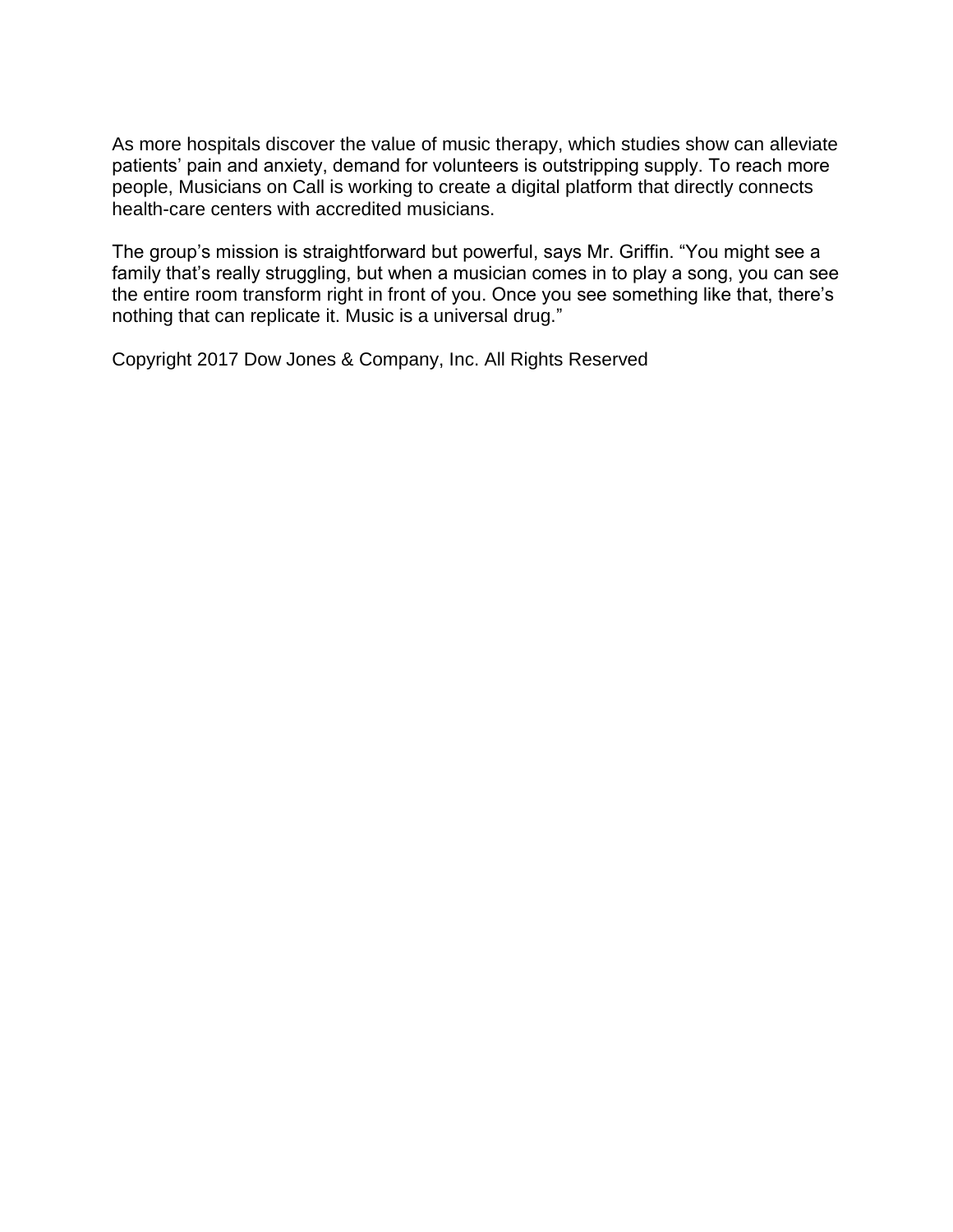As more hospitals discover the value of music therapy, which studies show can alleviate patients' pain and anxiety, demand for volunteers is outstripping supply. To reach more people, Musicians on Call is working to create a digital platform that directly connects health-care centers with accredited musicians.

The group's mission is straightforward but powerful, says Mr. Griffin. "You might see a family that's really struggling, but when a musician comes in to play a song, you can see the entire room transform right in front of you. Once you see something like that, there's nothing that can replicate it. Music is a universal drug."

Copyright 2017 Dow Jones & Company, Inc. All Rights Reserved